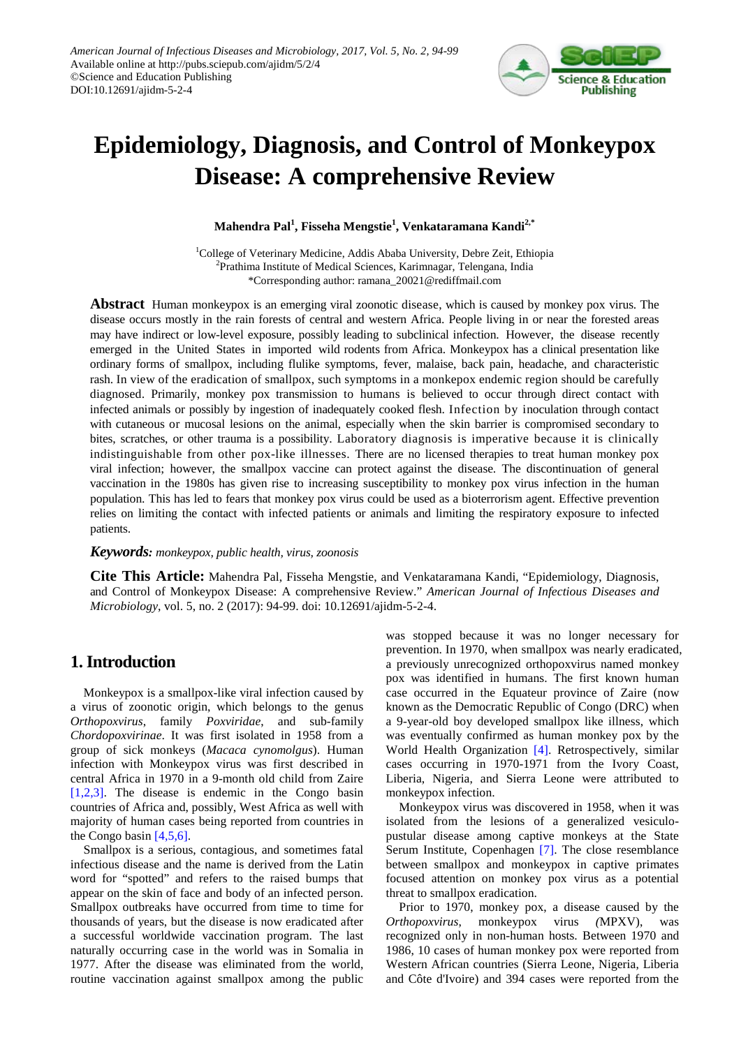# Epidemiology, Diagnosis, and Control of Monkeypox Disease: A comprehensive Review

**Mahendra Pal[1], Fisseha Mengstie[1], Venkataramana Kandi[2,*]**

[1]College of Veterinary Medicine, Addis Ababa University, Debre Zeit, Ethiopia
[2]Prathima Institute of Medical Sciences, Karimnagar, Telengana, India
*Corresponding author: ramana_20021@rediffmail.com

**Abstract** Human monkeypox is an emerging viral zoonotic disease, which is caused by monkey pox virus. The disease occurs mostly in the rain forests of central and western Africa. People living in or near the forested areas may have indirect or low-level exposure, possibly leading to subclinical infection. However, the disease recently emerged in the United States in imported wild rodents from Africa. Monkeypox has a clinical presentation like ordinary forms of smallpox, including flulike symptoms, fever, malaise, back pain, headache, and characteristic rash. In view of the eradication of smallpox, such symptoms in a monkepox endemic region should be carefully diagnosed. Primarily, monkey pox transmission to humans is believed to occur through direct contact with infected animals or possibly by ingestion of inadequately cooked flesh. Infection by inoculation through contact with cutaneous or mucosal lesions on the animal, especially when the skin barrier is compromised secondary to bites, scratches, or other trauma is a possibility. Laboratory diagnosis is imperative because it is clinically indistinguishable from other pox-like illnesses. There are no licensed therapies to treat human monkey pox viral infection; however, the smallpox vaccine can protect against the disease. The discontinuation of general vaccination in the 1980s has given rise to increasing susceptibility to monkey pox virus infection in the human population. This has led to fears that monkey pox virus could be used as a bioterrorism agent. Effective prevention relies on limiting the contact with infected patients or animals and limiting the respiratory exposure to infected patients.

***Keywords:*** *monkeypox, public health, virus, zoonosis*

**Cite This Article:** Mahendra Pal, Fisseha Mengstie, and Venkataramana Kandi, "Epidemiology, Diagnosis, and Control of Monkeypox Disease: A comprehensive Review." *American Journal of Infectious Diseases and Microbiology*, vol. 5, no. 2 (2017): 94-99. doi: 10.12691/ajidm-5-2-4.

## 1. Introduction

Monkeypox is a smallpox-like viral infection caused by a virus of zoonotic origin, which belongs to the genus *Orthopoxvirus*, family *Poxviridae*, and sub-family *Chordopoxvirinae*. It was first isolated in 1958 from a group of sick monkeys (*Macaca cynomolgus*). Human infection with Monkeypox virus was first described in central Africa in 1970 in a 9-month old child from Zaire [1,2,3]. The disease is endemic in the Congo basin countries of Africa and, possibly, West Africa as well with majority of human cases being reported from countries in the Congo basin [4,5,6].

Smallpox is a serious, contagious, and sometimes fatal infectious disease and the name is derived from the Latin word for "spotted" and refers to the raised bumps that appear on the skin of face and body of an infected person. Smallpox outbreaks have occurred from time to time for thousands of years, but the disease is now eradicated after a successful worldwide vaccination program. The last naturally occurring case in the world was in Somalia in 1977. After the disease was eliminated from the world, routine vaccination against smallpox among the public was stopped because it was no longer necessary for prevention. In 1970, when smallpox was nearly eradicated, a previously unrecognized orthopoxvirus named monkey pox was identified in humans. The first known human case occurred in the Equateur province of Zaire (now known as the Democratic Republic of Congo (DRC) when a 9-year-old boy developed smallpox like illness, which was eventually confirmed as human monkey pox by the World Health Organization [4]. Retrospectively, similar cases occurring in 1970-1971 from the Ivory Coast, Liberia, Nigeria, and Sierra Leone were attributed to monkeypox infection.

Monkeypox virus was discovered in 1958, when it was isolated from the lesions of a generalized vesiculo-pustular disease among captive monkeys at the State Serum Institute, Copenhagen [7]. The close resemblance between smallpox and monkeypox in captive primates focused attention on monkey pox virus as a potential threat to smallpox eradication.

Prior to 1970, monkey pox, a disease caused by the *Orthopoxvirus*, monkeypox virus (MPXV), was recognized only in non-human hosts. Between 1970 and 1986, 10 cases of human monkey pox were reported from Western African countries (Sierra Leone, Nigeria, Liberia and Côte d'Ivoire) and 394 cases were reported from the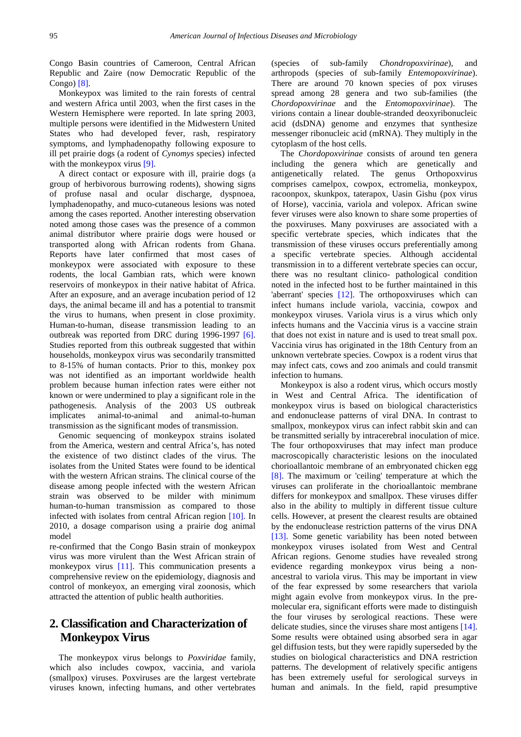Congo Basin countries of Cameroon, Central African Republic and Zaire (now Democratic Republic of the Congo) [8].

Monkeypox was limited to the rain forests of central and western Africa until 2003, when the first cases in the Western Hemisphere were reported. In late spring 2003, multiple persons were identified in the Midwestern United States who had developed fever, rash, respiratory symptoms, and lymphadenopathy following exposure to ill pet prairie dogs (a rodent of *Cynomys* species) infected with the monkeypox virus [9].

A direct contact or exposure with ill, prairie dogs (a group of herbivorous burrowing rodents), showing signs of profuse nasal and ocular discharge, dyspnoea, lymphadenopathy, and muco-cutaneous lesions was noted among the cases reported. Another interesting observation noted among those cases was the presence of a common animal distributor where prairie dogs were housed or transported along with African rodents from Ghana. Reports have later confirmed that most cases of monkeypox were associated with exposure to these rodents, the local Gambian rats, which were known reservoirs of monkeypox in their native habitat of Africa. After an exposure, and an average incubation period of 12 days, the animal became ill and has a potential to transmit the virus to humans, when present in close proximity. Human-to-human, disease transmission leading to an outbreak was reported from DRC during 1996-1997 [6]. Studies reported from this outbreak suggested that within households, monkeypox virus was secondarily transmitted to 8-15% of human contacts. Prior to this, monkey pox was not identified as an important worldwide health problem because human infection rates were either not known or were undermined to play a significant role in the pathogenesis. Analysis of the 2003 US outbreak implicates animal-to-animal and animal-to-human transmission as the significant modes of transmission.

Genomic sequencing of monkeypox strains isolated from the America, western and central Africa's, has noted the existence of two distinct clades of the virus. The isolates from the United States were found to be identical with the western African strains. The clinical course of the disease among people infected with the western African strain was observed to be milder with minimum human-to-human transmission as compared to those infected with isolates from central African region [10]. In 2010, a dosage comparison using a prairie dog animal model re-confirmed that the Congo Basin strain of monkeypox virus was more virulent than the West African strain of monkeypox virus [11]. This communication presents a comprehensive review on the epidemiology, diagnosis and control of monkeyox, an emerging viral zoonosis, which attracted the attention of public health authorities.

## 2. Classification and Characterization of Monkeypox Virus

The monkeypox virus belongs to *Poxviridae* family, which also includes cowpox, vaccinia, and variola (smallpox) viruses. Poxviruses are the largest vertebrate viruses known, infecting humans, and other vertebrates (species of sub-family *Chondropoxvirinae*), and arthropods (species of sub-family *Entemopoxvirinae*). There are around 70 known species of pox viruses spread among 28 genera and two sub-families (the *Chordopoxvirinae* and the *Entomopoxvirinae*). The virions contain a linear double-stranded deoxyribonucleic acid (dsDNA) genome and enzymes that synthesize messenger ribonucleic acid (mRNA). They multiply in the cytoplasm of the host cells.

The *Chordopoxvirinae* consists of around ten genera including the genera which are genetically and antigenetically related. The genus Orthopoxvirus comprises camelpox, cowpox, ectromelia, monkeypox, racoonpox, skunkpox, taterapox, Uasin Gishu (pox virus of Horse), vaccinia, variola and volepox. African swine fever viruses were also known to share some properties of the poxviruses. Many poxviruses are associated with a specific vertebrate species, which indicates that the transmission of these viruses occurs preferentially among a specific vertebrate species. Although accidental transmission in to a different vertebrate species can occur, there was no resultant clinico- pathological condition noted in the infected host to be further maintained in this 'aberrant' species [12]. The orthopoxviruses which can infect humans include variola, vaccinia, cowpox and monkeypox viruses. Variola virus is a virus which only infects humans and the Vaccinia virus is a vaccine strain that does not exist in nature and is used to treat small pox. Vaccinia virus has originated in the 18th Century from an unknown vertebrate species. Cowpox is a rodent virus that may infect cats, cows and zoo animals and could transmit infection to humans.

Monkeypox is also a rodent virus, which occurs mostly in West and Central Africa. The identification of monkeypox virus is based on biological characteristics and endonuclease patterns of viral DNA. In contrast to smallpox, monkeypox virus can infect rabbit skin and can be transmitted serially by intracerebral inoculation of mice. The four orthopoxviruses that may infect man produce macroscopically characteristic lesions on the inoculated chorioallantoic membrane of an embryonated chicken egg [8]. The maximum or 'ceiling' temperature at which the viruses can proliferate in the chorioallantoic membrane differs for monkeypox and smallpox. These viruses differ also in the ability to multiply in different tissue culture cells. However, at present the clearest results are obtained by the endonuclease restriction patterns of the virus DNA [13]. Some genetic variability has been noted between monkeypox viruses isolated from West and Central African regions. Genome studies have revealed strong evidence regarding monkeypox virus being a non-ancestral to variola virus. This may be important in view of the fear expressed by some researchers that variola might again evolve from monkeypox virus. In the pre-molecular era, significant efforts were made to distinguish the four viruses by serological reactions. These were delicate studies, since the viruses share most antigens [14]. Some results were obtained using absorbed sera in agar gel diffusion tests, but they were rapidly superseded by the studies on biological characteristics and DNA restriction patterns. The development of relatively specific antigens has been extremely useful for serological surveys in human and animals. In the field, rapid presumptive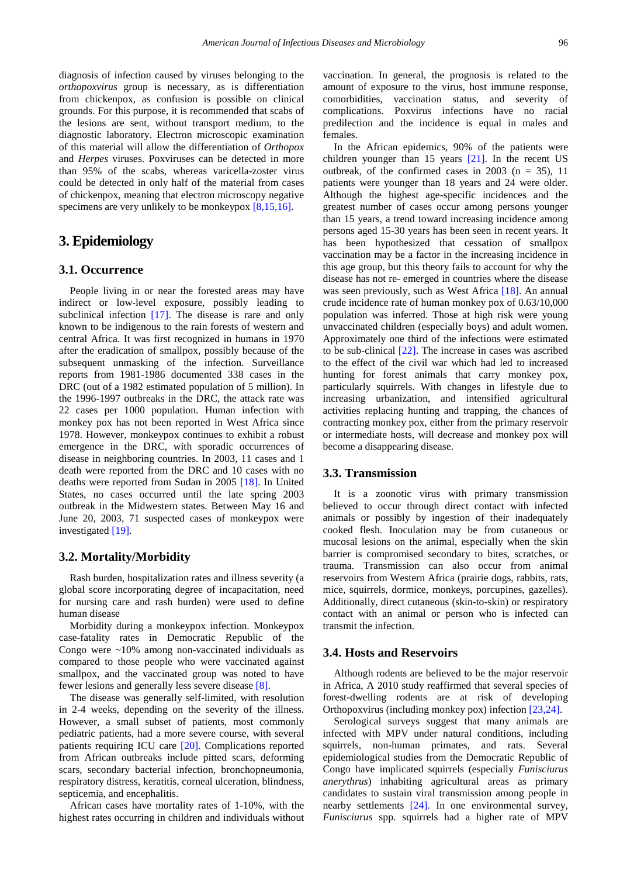diagnosis of infection caused by viruses belonging to the *orthopoxvirus* group is necessary, as is differentiation from chickenpox, as confusion is possible on clinical grounds. For this purpose, it is recommended that scabs of the lesions are sent, without transport medium, to the diagnostic laboratory. Electron microscopic examination of this material will allow the differentiation of *Orthopox* and *Herpes* viruses. Poxviruses can be detected in more than 95% of the scabs, whereas varicella-zoster virus could be detected in only half of the material from cases of chickenpox, meaning that electron microscopy negative specimens are very unlikely to be monkeypox [8,15,16].

## 3. Epidemiology

### 3.1. Occurrence

People living in or near the forested areas may have indirect or low-level exposure, possibly leading to subclinical infection [17]. The disease is rare and only known to be indigenous to the rain forests of western and central Africa. It was first recognized in humans in 1970 after the eradication of smallpox, possibly because of the subsequent unmasking of the infection. Surveillance reports from 1981-1986 documented 338 cases in the DRC (out of a 1982 estimated population of 5 million). In the 1996-1997 outbreaks in the DRC, the attack rate was 22 cases per 1000 population. Human infection with monkey pox has not been reported in West Africa since 1978. However, monkeypox continues to exhibit a robust emergence in the DRC, with sporadic occurrences of disease in neighboring countries. In 2003, 11 cases and 1 death were reported from the DRC and 10 cases with no deaths were reported from Sudan in 2005 [18]. In United States, no cases occurred until the late spring 2003 outbreak in the Midwestern states. Between May 16 and June 20, 2003, 71 suspected cases of monkeypox were investigated [19].

### 3.2. Mortality/Morbidity

Rash burden, hospitalization rates and illness severity (a global score incorporating degree of incapacitation, need for nursing care and rash burden) were used to define human disease

Morbidity during a monkeypox infection. Monkeypox case-fatality rates in Democratic Republic of the Congo were ~10% among non-vaccinated individuals as compared to those people who were vaccinated against smallpox, and the vaccinated group was noted to have fewer lesions and generally less severe disease [8].

The disease was generally self-limited, with resolution in 2-4 weeks, depending on the severity of the illness. However, a small subset of patients, most commonly pediatric patients, had a more severe course, with several patients requiring ICU care [20]. Complications reported from African outbreaks include pitted scars, deforming scars, secondary bacterial infection, bronchopneumonia, respiratory distress, keratitis, corneal ulceration, blindness, septicemia, and encephalitis.

African cases have mortality rates of 1-10%, with the highest rates occurring in children and individuals without vaccination. In general, the prognosis is related to the amount of exposure to the virus, host immune response, comorbidities, vaccination status, and severity of complications. Poxvirus infections have no racial predilection and the incidence is equal in males and females.

In the African epidemics, 90% of the patients were children younger than 15 years [21]. In the recent US outbreak, of the confirmed cases in 2003 (n = 35), 11 patients were younger than 18 years and 24 were older. Although the highest age-specific incidences and the greatest number of cases occur among persons younger than 15 years, a trend toward increasing incidence among persons aged 15-30 years has been seen in recent years. It has been hypothesized that cessation of smallpox vaccination may be a factor in the increasing incidence in this age group, but this theory fails to account for why the disease has not re- emerged in countries where the disease was seen previously, such as West Africa [18]. An annual crude incidence rate of human monkey pox of 0.63/10,000 population was inferred. Those at high risk were young unvaccinated children (especially boys) and adult women. Approximately one third of the infections were estimated to be sub-clinical [22]. The increase in cases was ascribed to the effect of the civil war which had led to increased hunting for forest animals that carry monkey pox, particularly squirrels. With changes in lifestyle due to increasing urbanization, and intensified agricultural activities replacing hunting and trapping, the chances of contracting monkey pox, either from the primary reservoir or intermediate hosts, will decrease and monkey pox will become a disappearing disease.

### 3.3. Transmission

It is a zoonotic virus with primary transmission believed to occur through direct contact with infected animals or possibly by ingestion of their inadequately cooked flesh. Inoculation may be from cutaneous or mucosal lesions on the animal, especially when the skin barrier is compromised secondary to bites, scratches, or trauma. Transmission can also occur from animal reservoirs from Western Africa (prairie dogs, rabbits, rats, mice, squirrels, dormice, monkeys, porcupines, gazelles). Additionally, direct cutaneous (skin-to-skin) or respiratory contact with an animal or person who is infected can transmit the infection.

### 3.4. Hosts and Reservoirs

Although rodents are believed to be the major reservoir in Africa, A 2010 study reaffirmed that several species of forest-dwelling rodents are at risk of developing Orthopoxvirus (including monkey pox) infection [23,24].

Serological surveys suggest that many animals are infected with MPV under natural conditions, including squirrels, non-human primates, and rats. Several epidemiological studies from the Democratic Republic of Congo have implicated squirrels (especially *Funisciurus anerythrus*) inhabiting agricultural areas as primary candidates to sustain viral transmission among people in nearby settlements [24]. In one environmental survey, *Funisciurus* spp. squirrels had a higher rate of MPV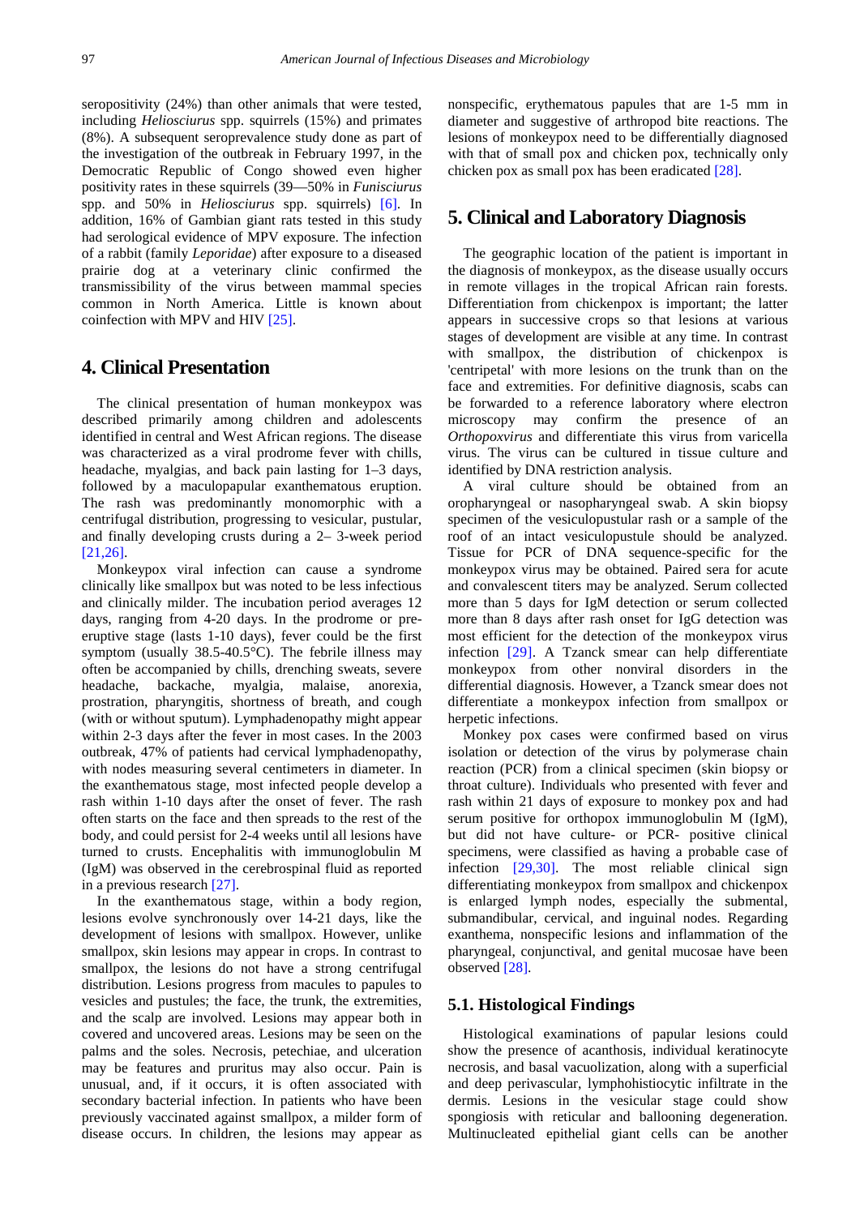seropositivity (24%) than other animals that were tested, including *Heliosciurus* spp. squirrels (15%) and primates (8%). A subsequent seroprevalence study done as part of the investigation of the outbreak in February 1997, in the Democratic Republic of Congo showed even higher positivity rates in these squirrels (39—50% in *Funisciurus* spp. and 50% in *Heliosciurus* spp. squirrels) [6]. In addition, 16% of Gambian giant rats tested in this study had serological evidence of MPV exposure. The infection of a rabbit (family *Leporidae*) after exposure to a diseased prairie dog at a veterinary clinic confirmed the transmissibility of the virus between mammal species common in North America. Little is known about coinfection with MPV and HIV [25].

## 4. Clinical Presentation

The clinical presentation of human monkeypox was described primarily among children and adolescents identified in central and West African regions. The disease was characterized as a viral prodrome fever with chills, headache, myalgias, and back pain lasting for 1–3 days, followed by a maculopapular exanthematous eruption. The rash was predominantly monomorphic with a centrifugal distribution, progressing to vesicular, pustular, and finally developing crusts during a 2– 3-week period [21,26].

Monkeypox viral infection can cause a syndrome clinically like smallpox but was noted to be less infectious and clinically milder. The incubation period averages 12 days, ranging from 4-20 days. In the prodrome or pre-eruptive stage (lasts 1-10 days), fever could be the first symptom (usually 38.5-40.5°C). The febrile illness may often be accompanied by chills, drenching sweats, severe headache, backache, myalgia, malaise, anorexia, prostration, pharyngitis, shortness of breath, and cough (with or without sputum). Lymphadenopathy might appear within 2-3 days after the fever in most cases. In the 2003 outbreak, 47% of patients had cervical lymphadenopathy, with nodes measuring several centimeters in diameter. In the exanthematous stage, most infected people develop a rash within 1-10 days after the onset of fever. The rash often starts on the face and then spreads to the rest of the body, and could persist for 2-4 weeks until all lesions have turned to crusts. Encephalitis with immunoglobulin M (IgM) was observed in the cerebrospinal fluid as reported in a previous research [27].

In the exanthematous stage, within a body region, lesions evolve synchronously over 14-21 days, like the development of lesions with smallpox. However, unlike smallpox, skin lesions may appear in crops. In contrast to smallpox, the lesions do not have a strong centrifugal distribution. Lesions progress from macules to papules to vesicles and pustules; the face, the trunk, the extremities, and the scalp are involved. Lesions may appear both in covered and uncovered areas. Lesions may be seen on the palms and the soles. Necrosis, petechiae, and ulceration may be features and pruritus may also occur. Pain is unusual, and, if it occurs, it is often associated with secondary bacterial infection. In patients who have been previously vaccinated against smallpox, a milder form of disease occurs. In children, the lesions may appear as nonspecific, erythematous papules that are 1-5 mm in diameter and suggestive of arthropod bite reactions. The lesions of monkeypox need to be differentially diagnosed with that of small pox and chicken pox, technically only chicken pox as small pox has been eradicated [28].

## 5. Clinical and Laboratory Diagnosis

The geographic location of the patient is important in the diagnosis of monkeypox, as the disease usually occurs in remote villages in the tropical African rain forests. Differentiation from chickenpox is important; the latter appears in successive crops so that lesions at various stages of development are visible at any time. In contrast with smallpox, the distribution of chickenpox is 'centripetal' with more lesions on the trunk than on the face and extremities. For definitive diagnosis, scabs can be forwarded to a reference laboratory where electron microscopy may confirm the presence of an *Orthopoxvirus* and differentiate this virus from varicella virus. The virus can be cultured in tissue culture and identified by DNA restriction analysis.

A viral culture should be obtained from an oropharyngeal or nasopharyngeal swab. A skin biopsy specimen of the vesiculopustular rash or a sample of the roof of an intact vesiculopustule should be analyzed. Tissue for PCR of DNA sequence-specific for the monkeypox virus may be obtained. Paired sera for acute and convalescent titers may be analyzed. Serum collected more than 5 days for IgM detection or serum collected more than 8 days after rash onset for IgG detection was most efficient for the detection of the monkeypox virus infection [29]. A Tzanck smear can help differentiate monkeypox from other nonviral disorders in the differential diagnosis. However, a Tzanck smear does not differentiate a monkeypox infection from smallpox or herpetic infections.

Monkey pox cases were confirmed based on virus isolation or detection of the virus by polymerase chain reaction (PCR) from a clinical specimen (skin biopsy or throat culture). Individuals who presented with fever and rash within 21 days of exposure to monkey pox and had serum positive for orthopox immunoglobulin M (IgM), but did not have culture- or PCR- positive clinical specimens, were classified as having a probable case of infection [29,30]. The most reliable clinical sign differentiating monkeypox from smallpox and chickenpox is enlarged lymph nodes, especially the submental, submandibular, cervical, and inguinal nodes. Regarding exanthema, nonspecific lesions and inflammation of the pharyngeal, conjunctival, and genital mucosae have been observed [28].

### 5.1. Histological Findings

Histological examinations of papular lesions could show the presence of acanthosis, individual keratinocyte necrosis, and basal vacuolization, along with a superficial and deep perivascular, lymphohistiocytic infiltrate in the dermis. Lesions in the vesicular stage could show spongiosis with reticular and ballooning degeneration. Multinucleated epithelial giant cells can be another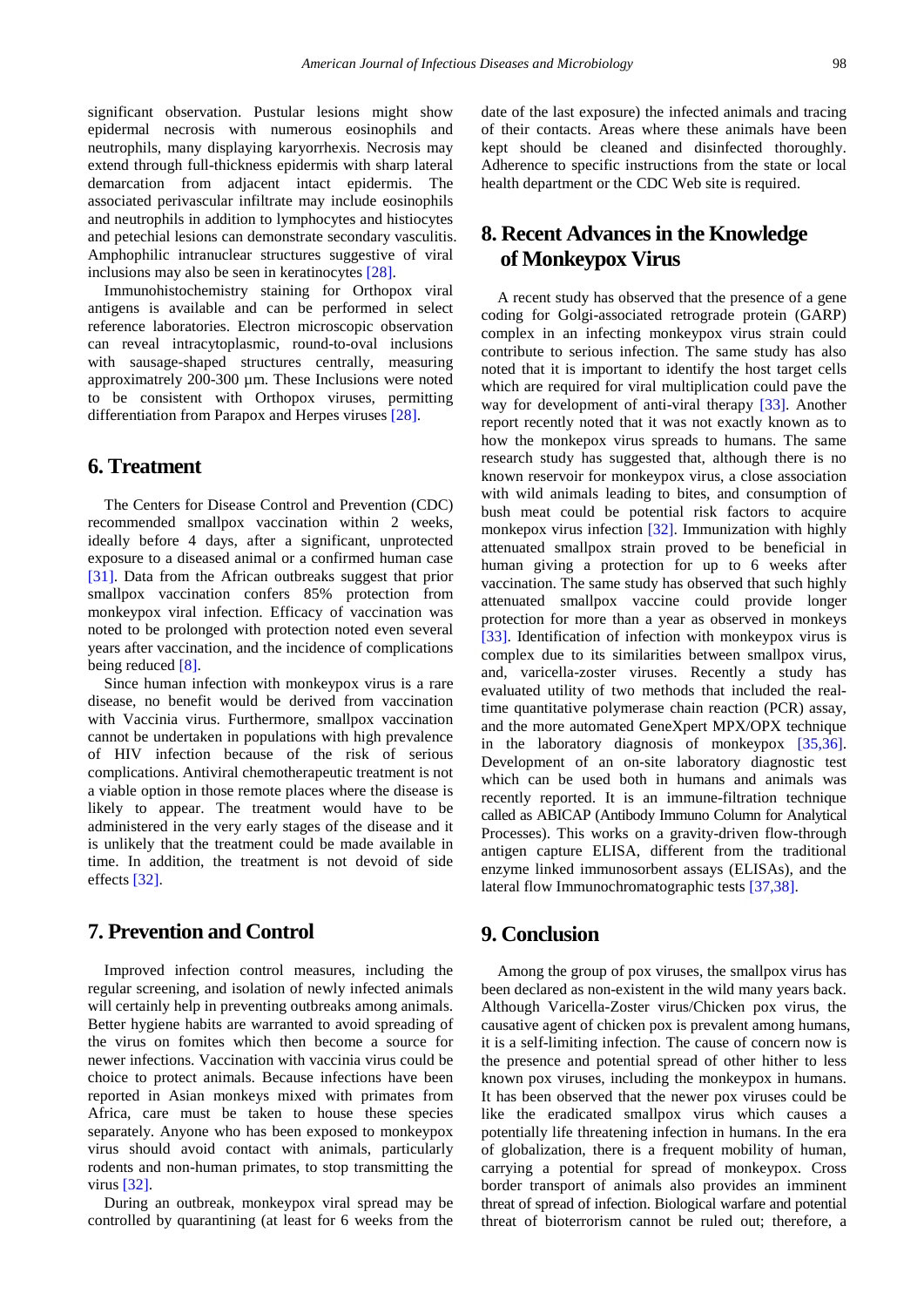significant observation. Pustular lesions might show epidermal necrosis with numerous eosinophils and neutrophils, many displaying karyorrhexis. Necrosis may extend through full-thickness epidermis with sharp lateral demarcation from adjacent intact epidermis. The associated perivascular infiltrate may include eosinophils and neutrophils in addition to lymphocytes and histiocytes and petechial lesions can demonstrate secondary vasculitis. Amphophilic intranuclear structures suggestive of viral inclusions may also be seen in keratinocytes [28].

Immunohistochemistry staining for Orthopox viral antigens is available and can be performed in select reference laboratories. Electron microscopic observation can reveal intracytoplasmic, round-to-oval inclusions with sausage-shaped structures centrally, measuring approximatrely 200-300 µm. These Inclusions were noted to be consistent with Orthopox viruses, permitting differentiation from Parapox and Herpes viruses [28].

## 6. Treatment

The Centers for Disease Control and Prevention (CDC) recommended smallpox vaccination within 2 weeks, ideally before 4 days, after a significant, unprotected exposure to a diseased animal or a confirmed human case [31]. Data from the African outbreaks suggest that prior smallpox vaccination confers 85% protection from monkeypox viral infection. Efficacy of vaccination was noted to be prolonged with protection noted even several years after vaccination, and the incidence of complications being reduced [8].

Since human infection with monkeypox virus is a rare disease, no benefit would be derived from vaccination with Vaccinia virus. Furthermore, smallpox vaccination cannot be undertaken in populations with high prevalence of HIV infection because of the risk of serious complications. Antiviral chemotherapeutic treatment is not a viable option in those remote places where the disease is likely to appear. The treatment would have to be administered in the very early stages of the disease and it is unlikely that the treatment could be made available in time. In addition, the treatment is not devoid of side effects [32].

## 7. Prevention and Control

Improved infection control measures, including the regular screening, and isolation of newly infected animals will certainly help in preventing outbreaks among animals. Better hygiene habits are warranted to avoid spreading of the virus on fomites which then become a source for newer infections. Vaccination with vaccinia virus could be choice to protect animals. Because infections have been reported in Asian monkeys mixed with primates from Africa, care must be taken to house these species separately. Anyone who has been exposed to monkeypox virus should avoid contact with animals, particularly rodents and non-human primates, to stop transmitting the virus [32].

During an outbreak, monkeypox viral spread may be controlled by quarantining (at least for 6 weeks from the date of the last exposure) the infected animals and tracing of their contacts. Areas where these animals have been kept should be cleaned and disinfected thoroughly. Adherence to specific instructions from the state or local health department or the CDC Web site is required.

## 8. Recent Advances in the Knowledge of Monkeypox Virus

A recent study has observed that the presence of a gene coding for Golgi-associated retrograde protein (GARP) complex in an infecting monkeypox virus strain could contribute to serious infection. The same study has also noted that it is important to identify the host target cells which are required for viral multiplication could pave the way for development of anti-viral therapy [33]. Another report recently noted that it was not exactly known as to how the monkeypox virus spreads to humans. The same research study has suggested that, although there is no known reservoir for monkeypox virus, a close association with wild animals leading to bites, and consumption of bush meat could be potential risk factors to acquire monkepox virus infection [32]. Immunization with highly attenuated smallpox strain proved to be beneficial in human giving a protection for up to 6 weeks after vaccination. The same study has observed that such highly attenuated smallpox vaccine could provide longer protection for more than a year as observed in monkeys [33]. Identification of infection with monkeypox virus is complex due to its similarities between smallpox virus, and, varicella-zoster viruses. Recently a study has evaluated utility of two methods that included the real-time quantitative polymerase chain reaction (PCR) assay, and the more automated GeneXpert MPX/OPX technique in the laboratory diagnosis of monkeypox [35,36]. Development of an on-site laboratory diagnostic test which can be used both in humans and animals was recently reported. It is an immune-filtration technique called as ABICAP (Antibody Immuno Column for Analytical Processes). This works on a gravity-driven flow-through antigen capture ELISA, different from the traditional enzyme linked immunosorbent assays (ELISAs), and the lateral flow Immunochromatographic tests [37,38].

## 9. Conclusion

Among the group of pox viruses, the smallpox virus has been declared as non-existent in the wild many years back. Although Varicella-Zoster virus/Chicken pox virus, the causative agent of chicken pox is prevalent among humans, it is a self-limiting infection. The cause of concern now is the presence and potential spread of other hither to less known pox viruses, including the monkeypox in humans. It has been observed that the newer pox viruses could be like the eradicated smallpox virus which causes a potentially life threatening infection in humans. In the era of globalization, there is a frequent mobility of human, carrying a potential for spread of monkeypox. Cross border transport of animals also provides an imminent threat of spread of infection. Biological warfare and potential threat of bioterrorism cannot be ruled out; therefore, a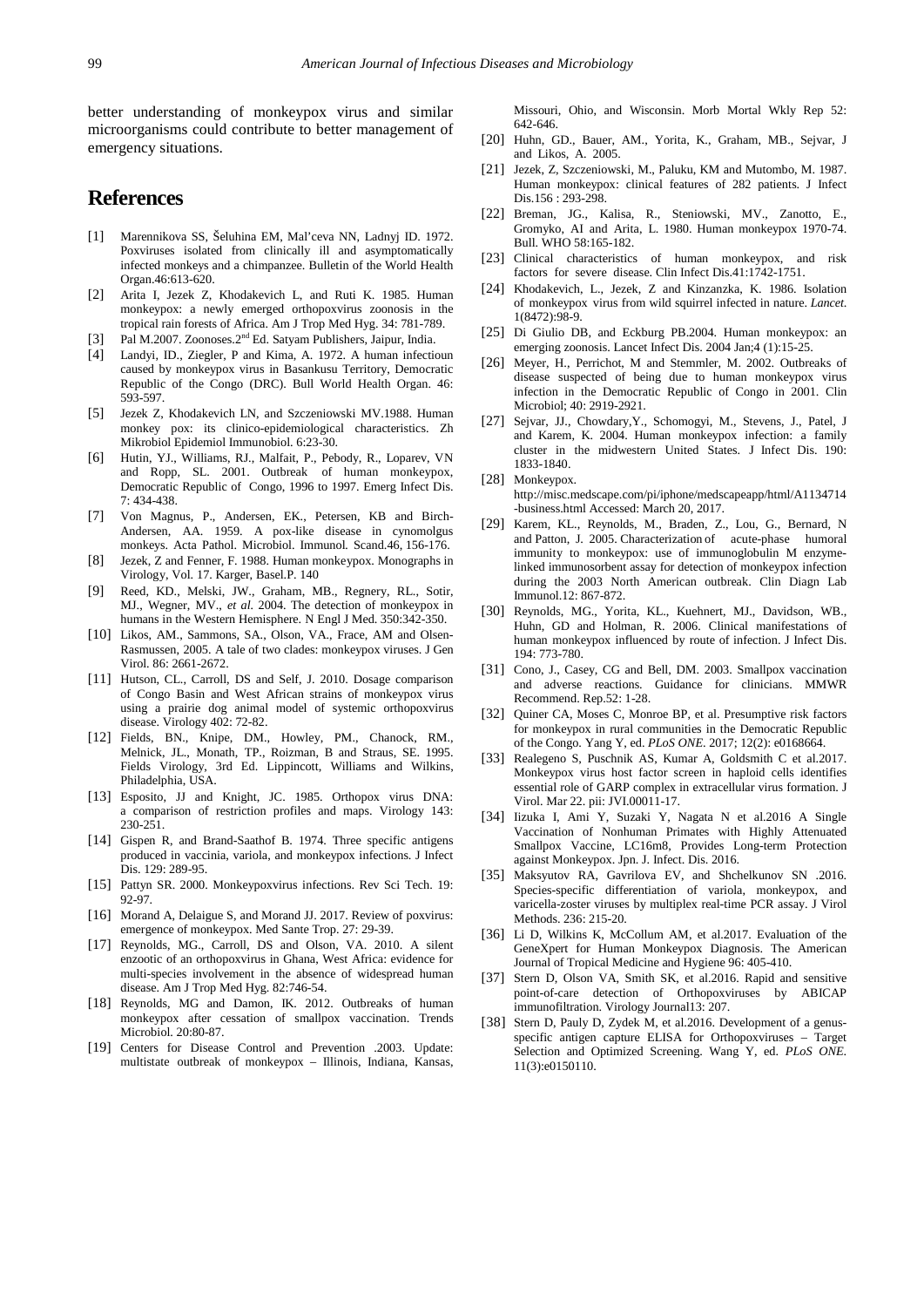better understanding of monkeypox virus and similar microorganisms could contribute to better management of emergency situations.

## References

[1] Marennikova SS, Šeluhina EM, Mal'ceva NN, Ladnyj ID. 1972. Poxviruses isolated from clinically ill and asymptomatically infected monkeys and a chimpanzee. Bulletin of the World Health Organ.46:613-620.

[2] Arita I, Jezek Z, Khodakevich L, and Ruti K. 1985. Human monkeypox: a newly emerged orthopoxvirus zoonosis in the tropical rain forests of Africa. Am J Trop Med Hyg. 34: 781-789.

[3] Pal M.2007. Zoonoses.2nd Ed. Satyam Publishers, Jaipur, India.

[4] Landyi, ID., Ziegler, P and Kima, A. 1972. A human infectioun caused by monkeypox virus in Basankusu Territory, Democratic Republic of the Congo (DRC). Bull World Health Organ. 46: 593-597.

[5] Jezek Z, Khodakevich LN, and Szczeniowski MV.1988. Human monkey pox: its clinico-epidemiological characteristics. Zh Mikrobiol Epidemiol Immunobiol. 6:23-30.

[6] Hutin, YJ., Williams, RJ., Malfait, P., Pebody, R., Loparev, VN and Ropp, SL. 2001. Outbreak of human monkeypox, Democratic Republic of Congo, 1996 to 1997. Emerg Infect Dis. 7: 434-438.

[7] Von Magnus, P., Andersen, EK., Petersen, KB and Birch-Andersen, AA. 1959. A pox-like disease in cynomolgus monkeys. Acta Pathol. Microbiol. Immunol. Scand.46, 156-176.

[8] Jezek, Z and Fenner, F. 1988. Human monkeypox. Monographs in Virology, Vol. 17. Karger, Basel.P. 140

[9] Reed, KD., Melski, JW., Graham, MB., Regnery, RL., Sotir, MJ., Wegner, MV., *et al.* 2004. The detection of monkeypox in humans in the Western Hemisphere. N Engl J Med. 350:342-350.

[10] Likos, AM., Sammons, SA., Olson, VA., Frace, AM and Olsen-Rasmussen, 2005. A tale of two clades: monkeypox viruses. J Gen Virol. 86: 2661-2672.

[11] Hutson, CL., Carroll, DS and Self, J. 2010. Dosage comparison of Congo Basin and West African strains of monkeypox virus using a prairie dog animal model of systemic orthopoxvirus disease. Virology 402: 72-82.

[12] Fields, BN., Knipe, DM., Howley, PM., Chanock, RM., Melnick, JL., Monath, TP., Roizman, B and Straus, SE. 1995. Fields Virology, 3rd Ed. Lippincott, Williams and Wilkins, Philadelphia, USA.

[13] Esposito, JJ and Knight, JC. 1985. Orthopox virus DNA: a comparison of restriction profiles and maps. Virology 143: 230-251.

[14] Gispen R, and Brand-Saathof B. 1974. Three specific antigens produced in vaccinia, variola, and monkeypox infections. J Infect Dis. 129: 289-95.

[15] Pattyn SR. 2000. Monkeypoxvirus infections. Rev Sci Tech. 19: 92-97.

[16] Morand A, Delaigue S, and Morand JJ. 2017. Review of poxvirus: emergence of monkeypox. Med Sante Trop. 27: 29-39.

[17] Reynolds, MG., Carroll, DS and Olson, VA. 2010. A silent enzootic of an orthopoxvirus in Ghana, West Africa: evidence for multi-species involvement in the absence of widespread human disease. Am J Trop Med Hyg. 82:746-54.

[18] Reynolds, MG and Damon, IK. 2012. Outbreaks of human monkeypox after cessation of smallpox vaccination. Trends Microbiol. 20:80-87.

[19] Centers for Disease Control and Prevention .2003. Update: multistate outbreak of monkeypox – Illinois, Indiana, Kansas, Missouri, Ohio, and Wisconsin. Morb Mortal Wkly Rep 52: 642-646.

[20] Huhn, GD., Bauer, AM., Yorita, K., Graham, MB., Sejvar, J and Likos, A. 2005.

[21] Jezek, Z, Szczeniowski, M., Paluku, KM and Mutombo, M. 1987. Human monkeypox: clinical features of 282 patients. J Infect Dis.156 : 293-298.

[22] Breman, JG., Kalisa, R., Steniowski, MV., Zanotto, E., Gromyko, AI and Arita, L. 1980. Human monkeypox 1970-74. Bull. WHO 58:165-182.

[23] Clinical characteristics of human monkeypox, and risk factors for severe disease. Clin Infect Dis.41:1742-1751.

[24] Khodakevich, L., Jezek, Z and Kinzanzka, K. 1986. Isolation of monkeypox virus from wild squirrel infected in nature. *Lancet.* 1(8472):98-9.

[25] Di Giulio DB, and Eckburg PB.2004. Human monkeypox: an emerging zoonosis. Lancet Infect Dis. 2004 Jan;4 (1):15-25.

[26] Meyer, H., Perrichot, M and Stemmler, M. 2002. Outbreaks of disease suspected of being due to human monkeypox virus infection in the Democratic Republic of Congo in 2001. Clin Microbiol; 40: 2919-2921.

[27] Sejvar, JJ., Chowdary,Y., Schomogyi, M., Stevens, J., Patel, J and Karem, K. 2004. Human monkeypox infection: a family cluster in the midwestern United States. J Infect Dis. 190: 1833-1840.

[28] Monkeypox. http://misc.medscape.com/pi/iphone/medscapeapp/html/A1134714-business.html Accessed: March 20, 2017.

[29] Karem, KL., Reynolds, M., Braden, Z., Lou, G., Bernard, N and Patton, J. 2005. Characterization of acute-phase humoral immunity to monkeypox: use of immunoglobulin M enzyme-linked immunosorbent assay for detection of monkeypox infection during the 2003 North American outbreak. Clin Diagn Lab Immunol.12: 867-872.

[30] Reynolds, MG., Yorita, KL., Kuehnert, MJ., Davidson, WB., Huhn, GD and Holman, R. 2006. Clinical manifestations of human monkeypox influenced by route of infection. J Infect Dis. 194: 773-780.

[31] Cono, J., Casey, CG and Bell, DM. 2003. Smallpox vaccination and adverse reactions. Guidance for clinicians. MMWR Recommend. Rep.52: 1-28.

[32] Quiner CA, Moses C, Monroe BP, et al. Presumptive risk factors for monkeypox in rural communities in the Democratic Republic of the Congo. Yang Y, ed. *PLoS ONE*. 2017; 12(2): e0168664.

[33] Realegeno S, Puschnik AS, Kumar A, Goldsmith C et al.2017. Monkeypox virus host factor screen in haploid cells identifies essential role of GARP complex in extracellular virus formation. J Virol. Mar 22. pii: JVI.00011-17.

[34] Iizuka I, Ami Y, Suzaki Y, Nagata N et al.2016 A Single Vaccination of Nonhuman Primates with Highly Attenuated Smallpox Vaccine, LC16m8, Provides Long-term Protection against Monkeypox. Jpn. J. Infect. Dis. 2016.

[35] Maksyutov RA, Gavrilova EV, and Shchelkunov SN .2016. Species-specific differentiation of variola, monkeypox, and varicella-zoster viruses by multiplex real-time PCR assay. J Virol Methods. 236: 215-20.

[36] Li D, Wilkins K, McCollum AM, et al.2017. Evaluation of the GeneXpert for Human Monkeypox Diagnosis. The American Journal of Tropical Medicine and Hygiene 96: 405-410.

[37] Stern D, Olson VA, Smith SK, et al.2016. Rapid and sensitive point-of-care detection of Orthopoxviruses by ABICAP immunofiltration. Virology Journal13: 207.

[38] Stern D, Pauly D, Zydek M, et al.2016. Development of a genus-specific antigen capture ELISA for Orthopoxviruses – Target Selection and Optimized Screening. Wang Y, ed. *PLoS ONE.* 11(3):e0150110.